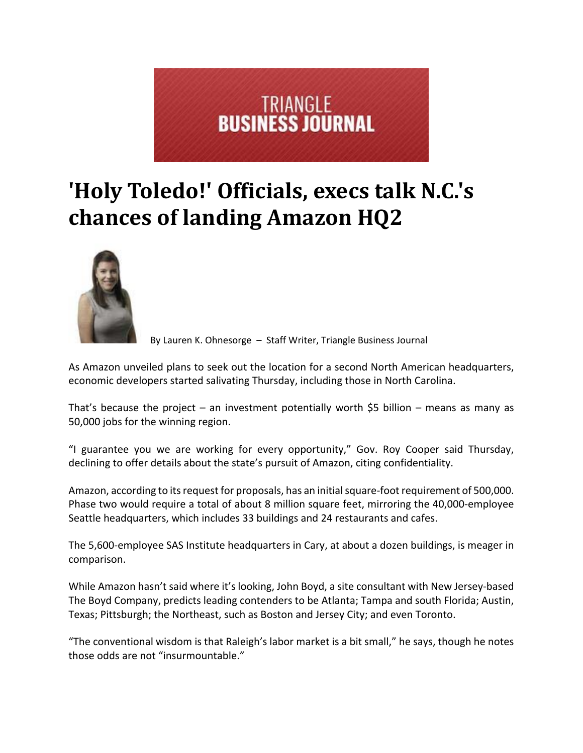TRIANGLE
**BUSINESS JOURNAL**

# 'Holy Toledo!' Officials, execs talk N.C.'s chances of landing Amazon HQ2

By Lauren K. Ohnesorge – Staff Writer, Triangle Business Journal

As Amazon unveiled plans to seek out the location for a second North American headquarters, economic developers started salivating Thursday, including those in North Carolina.

That's because the project – an investment potentially worth $5 billion – means as many as 50,000 jobs for the winning region.

"I guarantee you we are working for every opportunity," Gov. Roy Cooper said Thursday, declining to offer details about the state's pursuit of Amazon, citing confidentiality.

Amazon, according to its request for proposals, has an initial square-foot requirement of 500,000. Phase two would require a total of about 8 million square feet, mirroring the 40,000-employee Seattle headquarters, which includes 33 buildings and 24 restaurants and cafes.

The 5,600-employee SAS Institute headquarters in Cary, at about a dozen buildings, is meager in comparison.

While Amazon hasn't said where it's looking, John Boyd, a site consultant with New Jersey-based The Boyd Company, predicts leading contenders to be Atlanta; Tampa and south Florida; Austin, Texas; Pittsburgh; the Northeast, such as Boston and Jersey City; and even Toronto.

"The conventional wisdom is that Raleigh's labor market is a bit small," he says, though he notes those odds are not "insurmountable."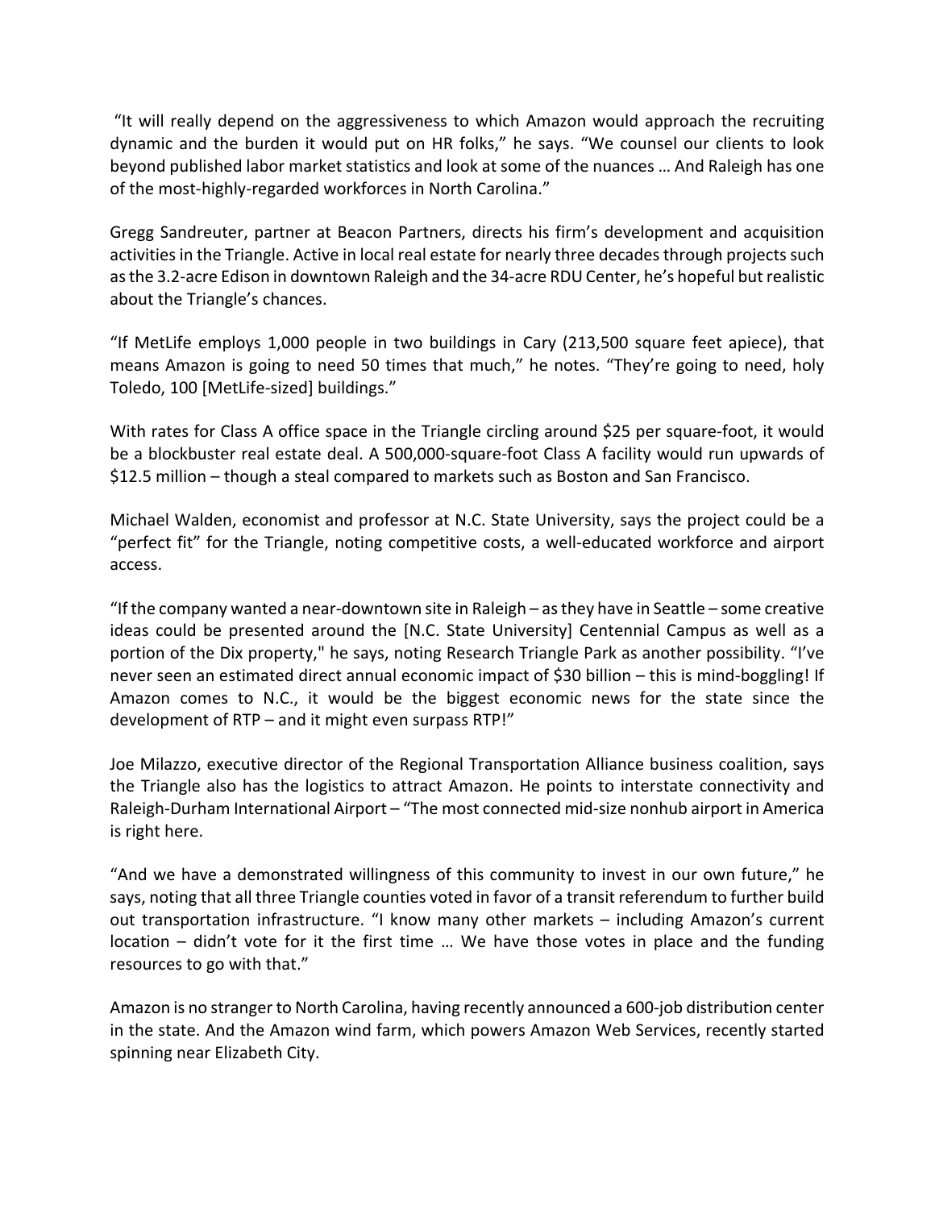"It will really depend on the aggressiveness to which Amazon would approach the recruiting dynamic and the burden it would put on HR folks," he says. "We counsel our clients to look beyond published labor market statistics and look at some of the nuances … And Raleigh has one of the most-highly-regarded workforces in North Carolina."

Gregg Sandreuter, partner at Beacon Partners, directs his firm's development and acquisition activities in the Triangle. Active in local real estate for nearly three decades through projects such as the 3.2-acre Edison in downtown Raleigh and the 34-acre RDU Center, he's hopeful but realistic about the Triangle's chances.

"If MetLife employs 1,000 people in two buildings in Cary (213,500 square feet apiece), that means Amazon is going to need 50 times that much," he notes. "They're going to need, holy Toledo, 100 [MetLife-sized] buildings."

With rates for Class A office space in the Triangle circling around $25 per square-foot, it would be a blockbuster real estate deal. A 500,000-square-foot Class A facility would run upwards of $12.5 million – though a steal compared to markets such as Boston and San Francisco.

Michael Walden, economist and professor at N.C. State University, says the project could be a "perfect fit" for the Triangle, noting competitive costs, a well-educated workforce and airport access.

"If the company wanted a near-downtown site in Raleigh – as they have in Seattle – some creative ideas could be presented around the [N.C. State University] Centennial Campus as well as a portion of the Dix property," he says, noting Research Triangle Park as another possibility. "I've never seen an estimated direct annual economic impact of $30 billion – this is mind-boggling! If Amazon comes to N.C., it would be the biggest economic news for the state since the development of RTP – and it might even surpass RTP!"

Joe Milazzo, executive director of the Regional Transportation Alliance business coalition, says the Triangle also has the logistics to attract Amazon. He points to interstate connectivity and Raleigh-Durham International Airport – "The most connected mid-size nonhub airport in America is right here.

"And we have a demonstrated willingness of this community to invest in our own future," he says, noting that all three Triangle counties voted in favor of a transit referendum to further build out transportation infrastructure. "I know many other markets – including Amazon's current location – didn't vote for it the first time … We have those votes in place and the funding resources to go with that."

Amazon is no stranger to North Carolina, having recently announced a 600-job distribution center in the state. And the Amazon wind farm, which powers Amazon Web Services, recently started spinning near Elizabeth City.